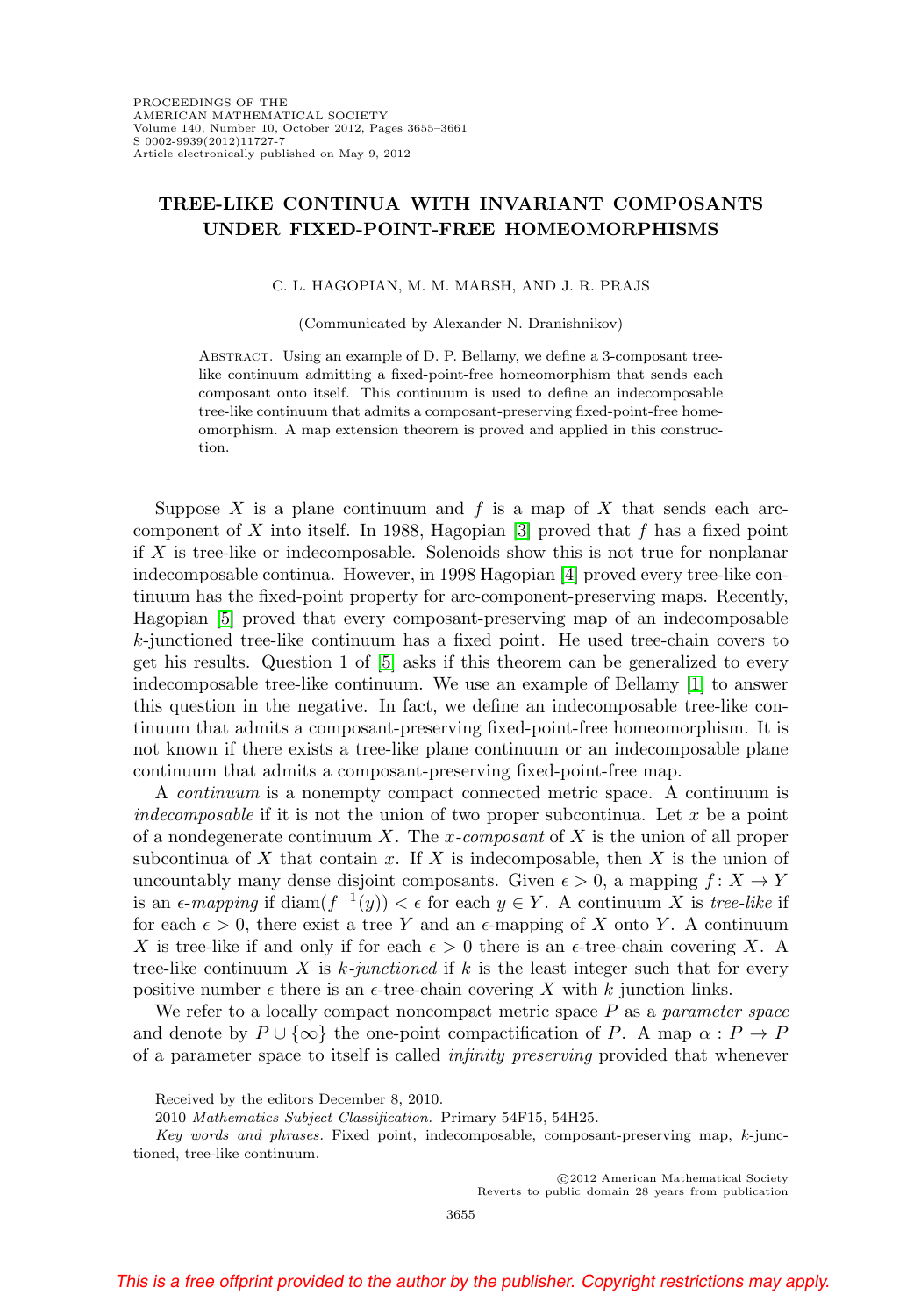# TREE-LIKE CONTINUA WITH INVARIANT COMPOSANTS UNDER FIXED-POINT-FREE HOMEOMORPHISMS

C. L. HAGOPIAN, M. M. MARSH, AND J. R. PRAJS

(Communicated by Alexander N. Dranishnikov)

Abstract. Using an example of D. P. Bellamy, we define a 3-composant tree-like continuum admitting a fixed-point-free homeomorphism that sends each composant onto itself. This continuum is used to define an indecomposable tree-like continuum that admits a composant-preserving fixed-point-free homeomorphism. A map extension theorem is proved and applied in this construction.

Suppose $X$ is a plane continuum and $f$ is a map of $X$ that sends each arc-component of $X$ into itself. In 1988, Hagopian [3] proved that $f$ has a fixed point if $X$ is tree-like or indecomposable. Solenoids show this is not true for nonplanar indecomposable continua. However, in 1998 Hagopian [4] proved every tree-like continuum has the fixed-point property for arc-component-preserving maps. Recently, Hagopian [5] proved that every composant-preserving map of an indecomposable $k$-junctioned tree-like continuum has a fixed point. He used tree-chain covers to get his results. Question 1 of [5] asks if this theorem can be generalized to every indecomposable tree-like continuum. We use an example of Bellamy [1] to answer this question in the negative. In fact, we define an indecomposable tree-like continuum that admits a composant-preserving fixed-point-free homeomorphism. It is not known if there exists a tree-like plane continuum or an indecomposable plane continuum that admits a composant-preserving fixed-point-free map.

A *continuum* is a nonempty compact connected metric space. A continuum is *indecomposable* if it is not the union of two proper subcontinua. Let $x$ be a point of a nondegenerate continuum $X$. The *$x$-composant* of $X$ is the union of all proper subcontinua of $X$ that contain $x$. If $X$ is indecomposable, then $X$ is the union of uncountably many dense disjoint composants. Given $\epsilon > 0$, a mapping $f\colon X \to Y$ is an *$\epsilon$-mapping* if $\operatorname{diam}(f^{-1}(y)) < \epsilon$ for each $y \in Y$. A continuum $X$ is *tree-like* if for each $\epsilon > 0$, there exist a tree $Y$ and an $\epsilon$-mapping of $X$ onto $Y$. A continuum $X$ is tree-like if and only if for each $\epsilon > 0$ there is an $\epsilon$-tree-chain covering $X$. A tree-like continuum $X$ is *$k$-junctioned* if $k$ is the least integer such that for every positive number $\epsilon$ there is an $\epsilon$-tree-chain covering $X$ with $k$ junction links.

We refer to a locally compact noncompact metric space $P$ as a *parameter space* and denote by $P \cup \{\infty\}$ the one-point compactification of $P$. A map $\alpha : P \to P$ of a parameter space to itself is called *infinity preserving* provided that whenever

---

Received by the editors December 8, 2010.

2010 *Mathematics Subject Classification.* Primary 54F15, 54H25.

*Key words and phrases.* Fixed point, indecomposable, composant-preserving map, $k$-junctioned, tree-like continuum.

©2012 American Mathematical Society
Reverts to public domain 28 years from publication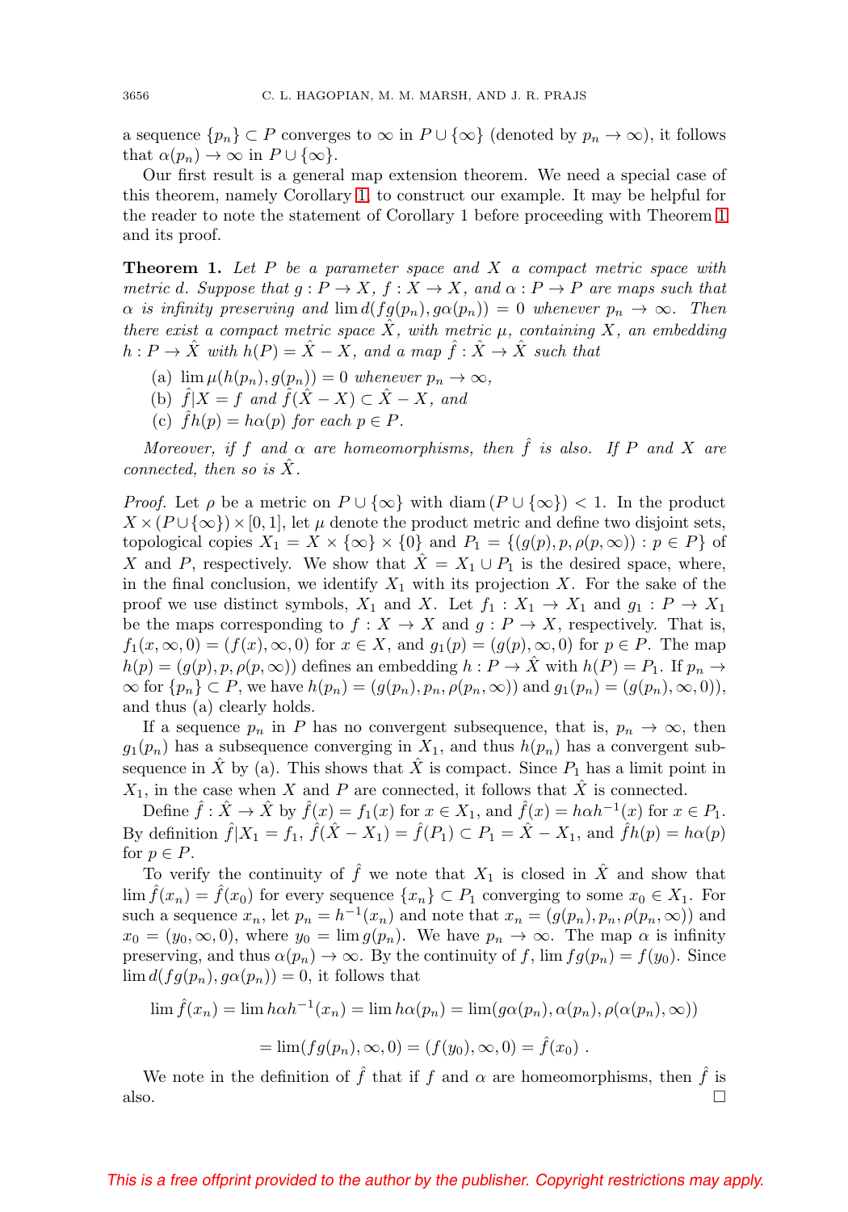a sequence $\{p_n\} \subset P$ converges to $\infty$ in $P \cup \{\infty\}$ (denoted by $p_n \to \infty$), it follows that $\alpha(p_n) \to \infty$ in $P \cup \{\infty\}$.

Our first result is a general map extension theorem. We need a special case of this theorem, namely Corollary 1, to construct our example. It may be helpful for the reader to note the statement of Corollary 1 before proceeding with Theorem 1 and its proof.

**Theorem 1.** *Let $P$ be a parameter space and $X$ a compact metric space with metric $d$. Suppose that $g : P \to X$, $f : X \to X$, and $\alpha : P \to P$ are maps such that $\alpha$ is infinity preserving and $\lim d(fg(p_n), g\alpha(p_n)) = 0$ whenever $p_n \to \infty$. Then there exist a compact metric space $\hat{X}$, with metric $\mu$, containing $X$, an embedding $h : P \to \hat{X}$ with $h(P) = \hat{X} - X$, and a map $\hat{f} : \hat{X} \to \hat{X}$ such that*

- (a) *$\lim \mu(h(p_n), g(p_n)) = 0$ whenever $p_n \to \infty$,*
- (b) *$\hat{f}|X = f$ and $\hat{f}(\hat{X} - X) \subset \hat{X} - X$, and*
- (c) *$\hat{f}h(p) = h\alpha(p)$ for each $p \in P$.*

*Moreover, if $f$ and $\alpha$ are homeomorphisms, then $\hat{f}$ is also. If $P$ and $X$ are connected, then so is $\hat{X}$.*

*Proof.* Let $\rho$ be a metric on $P \cup \{\infty\}$ with $\operatorname{diam}(P \cup \{\infty\}) < 1$. In the product $X \times (P \cup \{\infty\}) \times [0, 1]$, let $\mu$ denote the product metric and define two disjoint sets, topological copies $X_1 = X \times \{\infty\} \times \{0\}$ and $P_1 = \{(g(p), p, \rho(p, \infty)) : p \in P\}$ of $X$ and $P$, respectively. We show that $\hat{X} = X_1 \cup P_1$ is the desired space, where, in the final conclusion, we identify $X_1$ with its projection $X$. For the sake of the proof we use distinct symbols, $X_1$ and $X$. Let $f_1 : X_1 \to X_1$ and $g_1 : P \to X_1$ be the maps corresponding to $f : X \to X$ and $g : P \to X$, respectively. That is, $f_1(x, \infty, 0) = (f(x), \infty, 0)$ for $x \in X$, and $g_1(p) = (g(p), \infty, 0)$ for $p \in P$. The map $h(p) = (g(p), p, \rho(p, \infty))$ defines an embedding $h : P \to \hat{X}$ with $h(P) = P_1$. If $p_n \to \infty$ for $\{p_n\} \subset P$, we have $h(p_n) = (g(p_n), p_n, \rho(p_n, \infty))$ and $g_1(p_n) = (g(p_n), \infty, 0)$), and thus (a) clearly holds.

If a sequence $p_n$ in $P$ has no convergent subsequence, that is, $p_n \to \infty$, then $g_1(p_n)$ has a subsequence converging in $X_1$, and thus $h(p_n)$ has a convergent subsequence in $\hat{X}$ by (a). This shows that $\hat{X}$ is compact. Since $P_1$ has a limit point in $X_1$, in the case when $X$ and $P$ are connected, it follows that $\hat{X}$ is connected.

Define $\hat{f} : \hat{X} \to \hat{X}$ by $\hat{f}(x) = f_1(x)$ for $x \in X_1$, and $\hat{f}(x) = h\alpha h^{-1}(x)$ for $x \in P_1$. By definition $\hat{f}|X_1 = f_1$, $\hat{f}(\hat{X} - X_1) = \hat{f}(P_1) \subset P_1 = \hat{X} - X_1$, and $\hat{f}h(p) = h\alpha(p)$ for $p \in P$.

To verify the continuity of $\hat{f}$ we note that $X_1$ is closed in $\hat{X}$ and show that $\lim \hat{f}(x_n) = \hat{f}(x_0)$ for every sequence $\{x_n\} \subset P_1$ converging to some $x_0 \in X_1$. For such a sequence $x_n$, let $p_n = h^{-1}(x_n)$ and note that $x_n = (g(p_n), p_n, \rho(p_n, \infty))$ and $x_0 = (y_0, \infty, 0)$, where $y_0 = \lim g(p_n)$. We have $p_n \to \infty$. The map $\alpha$ is infinity preserving, and thus $\alpha(p_n) \to \infty$. By the continuity of $f$, $\lim fg(p_n) = f(y_0)$. Since $\lim d(fg(p_n), g\alpha(p_n)) = 0$, it follows that

$$\lim \hat{f}(x_n) = \lim h\alpha h^{-1}(x_n) = \lim h\alpha(p_n) = \lim(g\alpha(p_n), \alpha(p_n), \rho(\alpha(p_n), \infty))$$

$$= \lim(fg(p_n), \infty, 0) = (f(y_0), \infty, 0) = \hat{f}(x_0) .$$

We note in the definition of $\hat{f}$ that if $f$ and $\alpha$ are homeomorphisms, then $\hat{f}$ is also. $\square$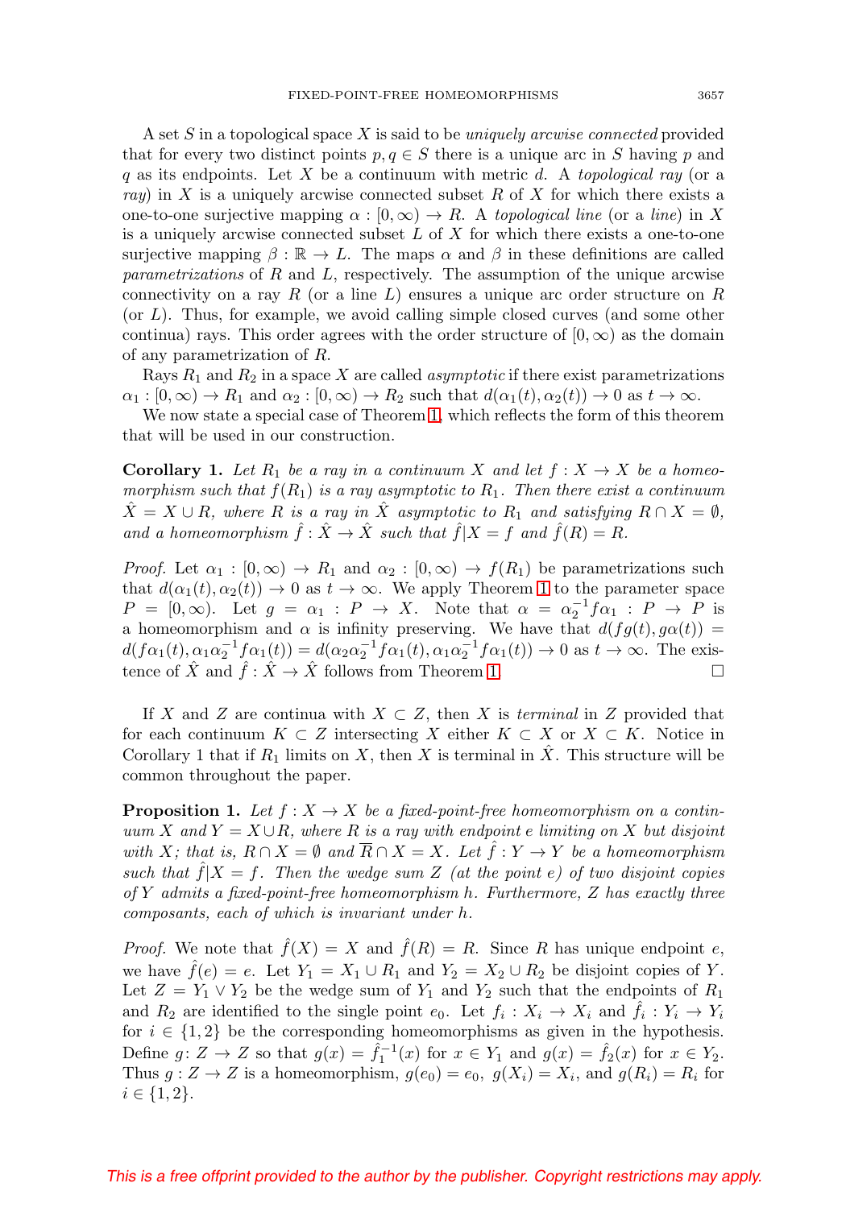A set $S$ in a topological space $X$ is said to be *uniquely arcwise connected* provided that for every two distinct points $p, q \in S$ there is a unique arc in $S$ having $p$ and $q$ as its endpoints. Let $X$ be a continuum with metric $d$. A *topological ray* (or a *ray*) in $X$ is a uniquely arcwise connected subset $R$ of $X$ for which there exists a one-to-one surjective mapping $\alpha : [0, \infty) \to R$. A *topological line* (or a *line*) in $X$ is a uniquely arcwise connected subset $L$ of $X$ for which there exists a one-to-one surjective mapping $\beta : \mathbb{R} \to L$. The maps $\alpha$ and $\beta$ in these definitions are called *parametrizations* of $R$ and $L$, respectively. The assumption of the unique arcwise connectivity on a ray $R$ (or a line $L$) ensures a unique arc order structure on $R$ (or $L$). Thus, for example, we avoid calling simple closed curves (and some other continua) rays. This order agrees with the order structure of $[0, \infty)$ as the domain of any parametrization of $R$.

Rays $R_1$ and $R_2$ in a space $X$ are called *asymptotic* if there exist parametrizations $\alpha_1 : [0, \infty) \to R_1$ and $\alpha_2 : [0, \infty) \to R_2$ such that $d(\alpha_1(t), \alpha_2(t)) \to 0$ as $t \to \infty$.

We now state a special case of Theorem 1, which reflects the form of this theorem that will be used in our construction.

**Corollary 1.** *Let $R_1$ be a ray in a continuum $X$ and let $f : X \to X$ be a homeomorphism such that $f(R_1)$ is a ray asymptotic to $R_1$. Then there exist a continuum $\hat{X} = X \cup R$, where $R$ is a ray in $\hat{X}$ asymptotic to $R_1$ and satisfying $R \cap X = \emptyset$, and a homeomorphism $\hat{f} : \hat{X} \to \hat{X}$ such that $\hat{f}|X = f$ and $\hat{f}(R) = R$.*

*Proof.* Let $\alpha_1 : [0, \infty) \to R_1$ and $\alpha_2 : [0, \infty) \to f(R_1)$ be parametrizations such that $d(\alpha_1(t), \alpha_2(t)) \to 0$ as $t \to \infty$. We apply Theorem 1 to the parameter space $P = [0, \infty)$. Let $g = \alpha_1 : P \to X$. Note that $\alpha = \alpha_2^{-1} f \alpha_1 : P \to P$ is a homeomorphism and $\alpha$ is infinity preserving. We have that $d(fg(t), g\alpha(t)) = d(f\alpha_1(t), \alpha_1\alpha_2^{-1} f\alpha_1(t)) = d(\alpha_2\alpha_2^{-1} f\alpha_1(t), \alpha_1\alpha_2^{-1} f\alpha_1(t)) \to 0$ as $t \to \infty$. The existence of $\hat{X}$ and $\hat{f} : \hat{X} \to \hat{X}$ follows from Theorem 1. $\square$

If $X$ and $Z$ are continua with $X \subset Z$, then $X$ is *terminal* in $Z$ provided that for each continuum $K \subset Z$ intersecting $X$ either $K \subset X$ or $X \subset K$. Notice in Corollary 1 that if $R_1$ limits on $X$, then $X$ is terminal in $\hat{X}$. This structure will be common throughout the paper.

**Proposition 1.** *Let $f : X \to X$ be a fixed-point-free homeomorphism on a continuum $X$ and $Y = X \cup R$, where $R$ is a ray with endpoint $e$ limiting on $X$ but disjoint with $X$; that is, $R \cap X = \emptyset$ and $\overline{R} \cap X = X$. Let $\hat{f} : Y \to Y$ be a homeomorphism such that $\hat{f}|X = f$. Then the wedge sum $Z$ (at the point $e$) of two disjoint copies of $Y$ admits a fixed-point-free homeomorphism $h$. Furthermore, $Z$ has exactly three composants, each of which is invariant under $h$.*

*Proof.* We note that $\hat{f}(X) = X$ and $\hat{f}(R) = R$. Since $R$ has unique endpoint $e$, we have $\hat{f}(e) = e$. Let $Y_1 = X_1 \cup R_1$ and $Y_2 = X_2 \cup R_2$ be disjoint copies of $Y$. Let $Z = Y_1 \vee Y_2$ be the wedge sum of $Y_1$ and $Y_2$ such that the endpoints of $R_1$ and $R_2$ are identified to the single point $e_0$. Let $f_i : X_i \to X_i$ and $\hat{f}_i : Y_i \to Y_i$ for $i \in \{1, 2\}$ be the corresponding homeomorphisms as given in the hypothesis. Define $g \colon Z \to Z$ so that $g(x) = \hat{f}_1^{-1}(x)$ for $x \in Y_1$ and $g(x) = \hat{f}_2(x)$ for $x \in Y_2$. Thus $g : Z \to Z$ is a homeomorphism, $g(e_0) = e_0$, $g(X_i) = X_i$, and $g(R_i) = R_i$ for $i \in \{1, 2\}$.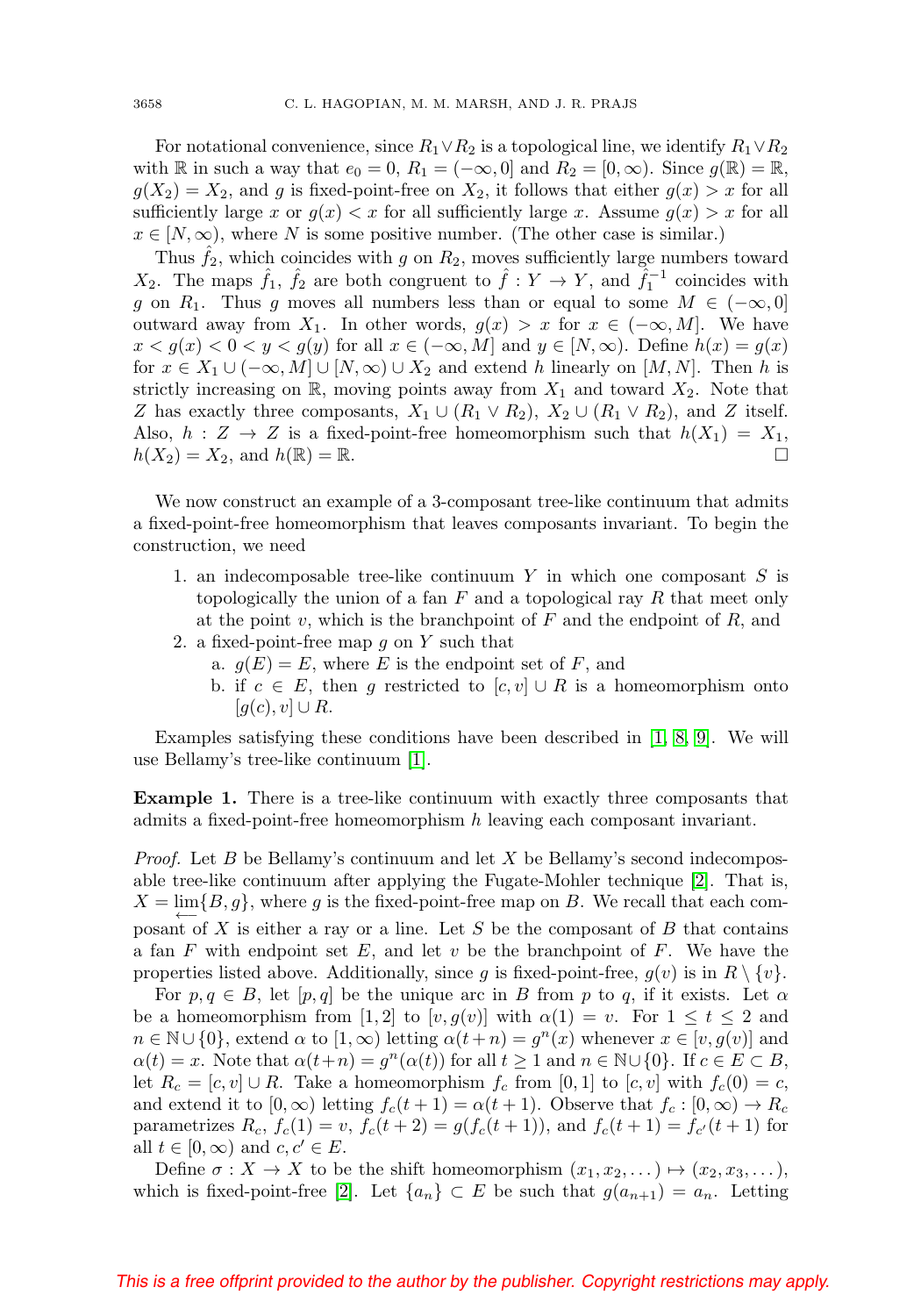For notational convenience, since $R_1 \vee R_2$ is a topological line, we identify $R_1 \vee R_2$ with $\mathbb{R}$ in such a way that $e_0 = 0$, $R_1 = (-\infty, 0]$ and $R_2 = [0, \infty)$. Since $g(\mathbb{R}) = \mathbb{R}$, $g(X_2) = X_2$, and $g$ is fixed-point-free on $X_2$, it follows that either $g(x) > x$ for all sufficiently large $x$ or $g(x) < x$ for all sufficiently large $x$. Assume $g(x) > x$ for all $x \in [N, \infty)$, where $N$ is some positive number. (The other case is similar.)

Thus $\hat{f}_2$, which coincides with $g$ on $R_2$, moves sufficiently large numbers toward $X_2$. The maps $\hat{f}_1$, $\hat{f}_2$ are both congruent to $\hat{f} : Y \to Y$, and $\hat{f}_1^{-1}$ coincides with $g$ on $R_1$. Thus $g$ moves all numbers less than or equal to some $M \in (-\infty, 0]$ outward away from $X_1$. In other words, $g(x) > x$ for $x \in (-\infty, M]$. We have $x < g(x) < 0 < y < g(y)$ for all $x \in (-\infty, M]$ and $y \in [N, \infty)$. Define $h(x) = g(x)$ for $x \in X_1 \cup (-\infty, M] \cup [N, \infty) \cup X_2$ and extend $h$ linearly on $[M, N]$. Then $h$ is strictly increasing on $\mathbb{R}$, moving points away from $X_1$ and toward $X_2$. Note that $Z$ has exactly three composants, $X_1 \cup (R_1 \vee R_2)$, $X_2 \cup (R_1 \vee R_2)$, and $Z$ itself. Also, $h : Z \to Z$ is a fixed-point-free homeomorphism such that $h(X_1) = X_1$, $h(X_2) = X_2$, and $h(\mathbb{R}) = \mathbb{R}$. $\square$

We now construct an example of a 3-composant tree-like continuum that admits a fixed-point-free homeomorphism that leaves composants invariant. To begin the construction, we need

1. an indecomposable tree-like continuum $Y$ in which one composant $S$ is topologically the union of a fan $F$ and a topological ray $R$ that meet only at the point $v$, which is the branchpoint of $F$ and the endpoint of $R$, and
2. a fixed-point-free map $g$ on $Y$ such that
   a. $g(E) = E$, where $E$ is the endpoint set of $F$, and
   b. if $c \in E$, then $g$ restricted to $[c, v] \cup R$ is a homeomorphism onto $[g(c), v] \cup R$.

Examples satisfying these conditions have been described in [1, 8, 9]. We will use Bellamy's tree-like continuum [1].

**Example 1.** There is a tree-like continuum with exactly three composants that admits a fixed-point-free homeomorphism $h$ leaving each composant invariant.

*Proof.* Let $B$ be Bellamy's continuum and let $X$ be Bellamy's second indecomposable tree-like continuum after applying the Fugate-Mohler technique [2]. That is, $X = \varprojlim\{B, g\}$, where $g$ is the fixed-point-free map on $B$. We recall that each composant of $X$ is either a ray or a line. Let $S$ be the composant of $B$ that contains a fan $F$ with endpoint set $E$, and let $v$ be the branchpoint of $F$. We have the properties listed above. Additionally, since $g$ is fixed-point-free, $g(v)$ is in $R \setminus \{v\}$.

For $p, q \in B$, let $[p, q]$ be the unique arc in $B$ from $p$ to $q$, if it exists. Let $\alpha$ be a homeomorphism from $[1, 2]$ to $[v, g(v)]$ with $\alpha(1) = v$. For $1 \leq t \leq 2$ and $n \in \mathbb{N} \cup \{0\}$, extend $\alpha$ to $[1, \infty)$ letting $\alpha(t+n) = g^n(x)$ whenever $x \in [v, g(v)]$ and $\alpha(t) = x$. Note that $\alpha(t+n) = g^n(\alpha(t))$ for all $t \geq 1$ and $n \in \mathbb{N} \cup \{0\}$. If $c \in E \subset B$, let $R_c = [c, v] \cup R$. Take a homeomorphism $f_c$ from $[0, 1]$ to $[c, v]$ with $f_c(0) = c$, and extend it to $[0, \infty)$ letting $f_c(t+1) = \alpha(t+1)$. Observe that $f_c : [0, \infty) \to R_c$ parametrizes $R_c$, $f_c(1) = v$, $f_c(t+2) = g(f_c(t+1))$, and $f_c(t+1) = f_{c'}(t+1)$ for all $t \in [0, \infty)$ and $c, c' \in E$.

Define $\sigma : X \to X$ to be the shift homeomorphism $(x_1, x_2, \dots) \mapsto (x_2, x_3, \dots)$, which is fixed-point-free [2]. Let $\{a_n\} \subset E$ be such that $g(a_{n+1}) = a_n$. Letting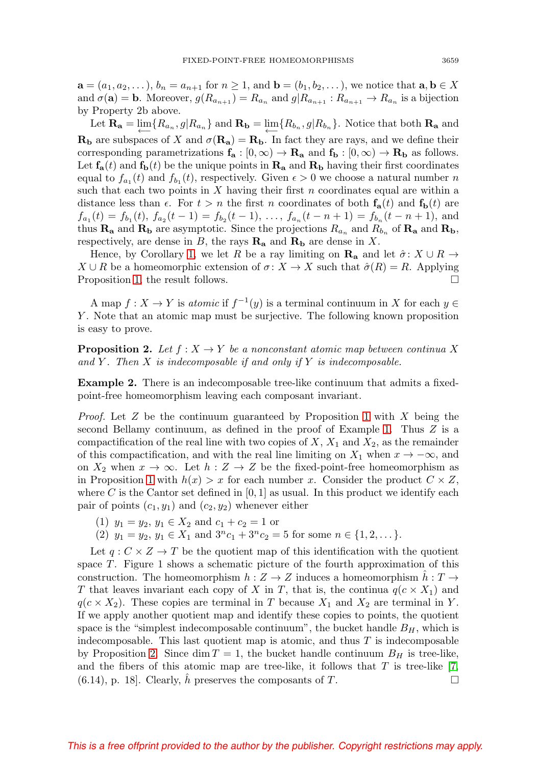$\mathbf{a} = (a_1, a_2, \dots)$, $b_n = a_{n+1}$ for $n \geq 1$, and $\mathbf{b} = (b_1, b_2, \dots)$, we notice that $\mathbf{a}, \mathbf{b} \in X$ and $\sigma(\mathbf{a}) = \mathbf{b}$. Moreover, $g(R_{a_{n+1}}) = R_{a_n}$ and $g|R_{a_{n+1}} : R_{a_{n+1}} \to R_{a_n}$ is a bijection by Property 2b above.

Let $\mathbf{R_a} = \varprojlim\{R_{a_n}, g|R_{a_n}\}$ and $\mathbf{R_b} = \varprojlim\{R_{b_n}, g|R_{b_n}\}$. Notice that both $\mathbf{R_a}$ and $\mathbf{R_b}$ are subspaces of $X$ and $\sigma(\mathbf{R_a}) = \mathbf{R_b}$. In fact they are rays, and we define their corresponding parametrizations $\mathbf{f_a} : [0, \infty) \to \mathbf{R_a}$ and $\mathbf{f_b} : [0, \infty) \to \mathbf{R_b}$ as follows. Let $\mathbf{f_a}(t)$ and $\mathbf{f_b}(t)$ be the unique points in $\mathbf{R_a}$ and $\mathbf{R_b}$ having their first coordinates equal to $f_{a_1}(t)$ and $f_{b_1}(t)$, respectively. Given $\epsilon > 0$ we choose a natural number $n$ such that each two points in $X$ having their first $n$ coordinates equal are within a distance less than $\epsilon$. For $t > n$ the first $n$ coordinates of both $\mathbf{f_a}(t)$ and $\mathbf{f_b}(t)$ are $f_{a_1}(t) = f_{b_1}(t)$, $f_{a_2}(t-1) = f_{b_2}(t-1)$, $\dots$, $f_{a_n}(t-n+1) = f_{b_n}(t-n+1)$, and thus $\mathbf{R_a}$ and $\mathbf{R_b}$ are asymptotic. Since the projections $R_{a_n}$ and $R_{b_n}$ of $\mathbf{R_a}$ and $\mathbf{R_b}$, respectively, are dense in $B$, the rays $\mathbf{R_a}$ and $\mathbf{R_b}$ are dense in $X$.

Hence, by Corollary 1, we let $R$ be a ray limiting on $\mathbf{R_a}$ and let $\hat{\sigma} : X \cup R \to X \cup R$ be a homeomorphic extension of $\sigma : X \to X$ such that $\hat{\sigma}(R) = R$. Applying Proposition 1, the result follows. $\square$

A map $f : X \to Y$ is *atomic* if $f^{-1}(y)$ is a terminal continuum in $X$ for each $y \in Y$. Note that an atomic map must be surjective. The following known proposition is easy to prove.

**Proposition 2.** *Let $f : X \to Y$ be a nonconstant atomic map between continua $X$ and $Y$. Then $X$ is indecomposable if and only if $Y$ is indecomposable.*

**Example 2.** There is an indecomposable tree-like continuum that admits a fixed-point-free homeomorphism leaving each composant invariant.

*Proof.* Let $Z$ be the continuum guaranteed by Proposition 1 with $X$ being the second Bellamy continuum, as defined in the proof of Example 1. Thus $Z$ is a compactification of the real line with two copies of $X$, $X_1$ and $X_2$, as the remainder of this compactification, and with the real line limiting on $X_1$ when $x \to -\infty$, and on $X_2$ when $x \to \infty$. Let $h : Z \to Z$ be the fixed-point-free homeomorphism as in Proposition 1 with $h(x) > x$ for each number $x$. Consider the product $C \times Z$, where $C$ is the Cantor set defined in $[0, 1]$ as usual. In this product we identify each pair of points $(c_1, y_1)$ and $(c_2, y_2)$ whenever either

(1) $y_1 = y_2$, $y_1 \in X_2$ and $c_1 + c_2 = 1$ or
(2) $y_1 = y_2$, $y_1 \in X_1$ and $3^n c_1 + 3^n c_2 = 5$ for some $n \in \{1, 2, \dots\}$.

Let $q : C \times Z \to T$ be the quotient map of this identification with the quotient space $T$. Figure 1 shows a schematic picture of the fourth approximation of this construction. The homeomorphism $h : Z \to Z$ induces a homeomorphism $\hat{h} : T \to T$ that leaves invariant each copy of $X$ in $T$, that is, the continua $q(c \times X_1)$ and $q(c \times X_2)$. These copies are terminal in $T$ because $X_1$ and $X_2$ are terminal in $Y$. If we apply another quotient map and identify these copies to points, the quotient space is the "simplest indecomposable continuum", the bucket handle $B_H$, which is indecomposable. This last quotient map is atomic, and thus $T$ is indecomposable by Proposition 2. Since $\dim T = 1$, the bucket handle continuum $B_H$ is tree-like, and the fibers of this atomic map are tree-like, it follows that $T$ is tree-like [7, (6.14), p. 18]. Clearly, $\hat{h}$ preserves the composants of $T$. $\square$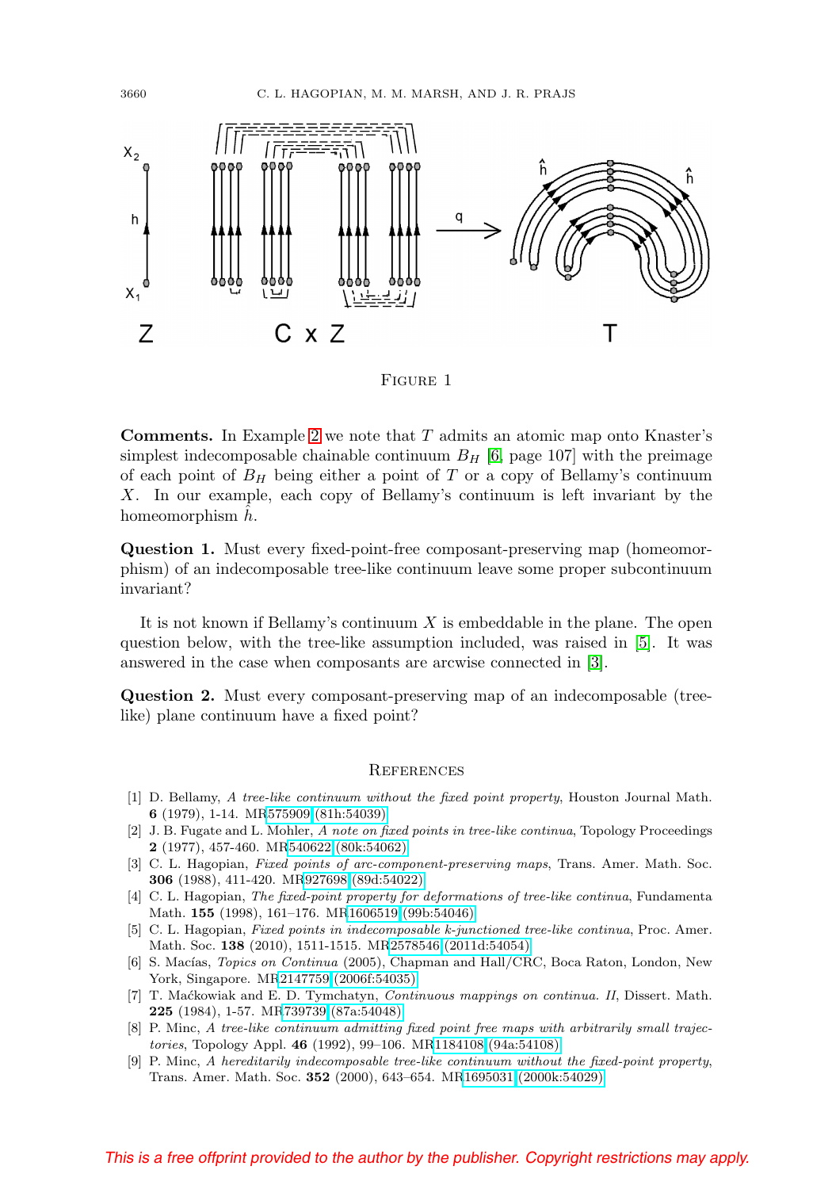FIGURE 1

**Comments.** In Example 2 we note that $T$ admits an atomic map onto Knaster's simplest indecomposable chainable continuum $B_H$ [6, page 107] with the preimage of each point of $B_H$ being either a point of $T$ or a copy of Bellamy's continuum $X$. In our example, each copy of Bellamy's continuum is left invariant by the homeomorphism $\hat{h}$.

**Question 1.** Must every fixed-point-free composant-preserving map (homeomorphism) of an indecomposable tree-like continuum leave some proper subcontinuum invariant?

It is not known if Bellamy's continuum $X$ is embeddable in the plane. The open question below, with the tree-like assumption included, was raised in [5]. It was answered in the case when composants are arcwise connected in [3].

**Question 2.** Must every composant-preserving map of an indecomposable (tree-like) plane continuum have a fixed point?

## References

[1] D. Bellamy, *A tree-like continuum without the fixed point property*, Houston Journal Math. **6** (1979), 1-14. MR575909 (81h:54039)

[2] J. B. Fugate and L. Mohler, *A note on fixed points in tree-like continua*, Topology Proceedings **2** (1977), 457-460. MR540622 (80k:54062)

[3] C. L. Hagopian, *Fixed points of arc-component-preserving maps*, Trans. Amer. Math. Soc. **306** (1988), 411-420. MR927698 (89d:54022)

[4] C. L. Hagopian, *The fixed-point property for deformations of tree-like continua*, Fundamenta Math. **155** (1998), 161–176. MR1606519 (99b:54046)

[5] C. L. Hagopian, *Fixed points in indecomposable k-junctioned tree-like continua*, Proc. Amer. Math. Soc. **138** (2010), 1511-1515. MR2578546 (2011d:54054)

[6] S. Macías, *Topics on Continua* (2005), Chapman and Hall/CRC, Boca Raton, London, New York, Singapore. MR2147759 (2006f:54035)

[7] T. Maćkowiak and E. D. Tymchatyn, *Continuous mappings on continua. II*, Dissert. Math. **225** (1984), 1-57. MR739739 (87a:54048)

[8] P. Minc, *A tree-like continuum admitting fixed point free maps with arbitrarily small trajectories*, Topology Appl. **46** (1992), 99–106. MR1184108 (94a:54108)

[9] P. Minc, *A hereditarily indecomposable tree-like continuum without the fixed-point property*, Trans. Amer. Math. Soc. **352** (2000), 643–654. MR1695031 (2000k:54029)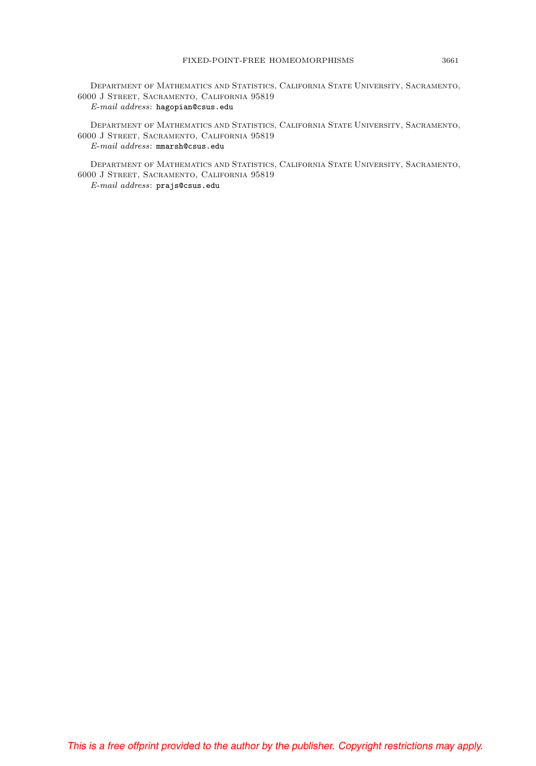Department of Mathematics and Statistics, California State University, Sacramento, 6000 J Street, Sacramento, California 95819

*E-mail address*: hagopian@csus.edu

Department of Mathematics and Statistics, California State University, Sacramento, 6000 J Street, Sacramento, California 95819

*E-mail address*: mmarsh@csus.edu

Department of Mathematics and Statistics, California State University, Sacramento, 6000 J Street, Sacramento, California 95819

*E-mail address*: prajs@csus.edu

This is a free offprint provided to the author by the publisher. Copyright restrictions may apply.